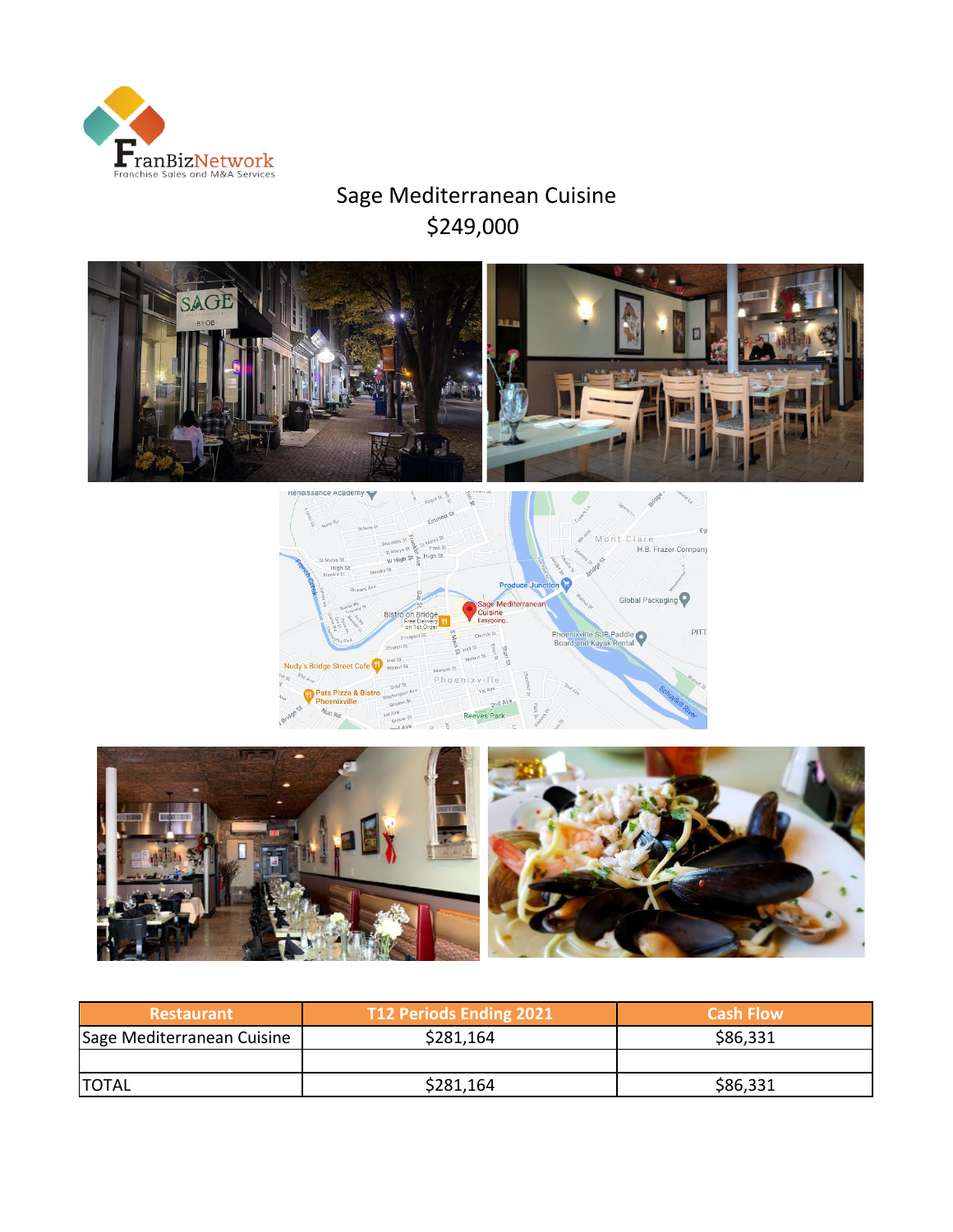# Sage Mediterranean Cuisine

## $249,000

| Restaurant | T12 Periods Ending 2021 | Cash Flow |
| --- | --- | --- |
| Sage Mediterranean Cuisine | $281,164 | $86,331 |
| | | |
| TOTAL | $281,164 | $86,331 |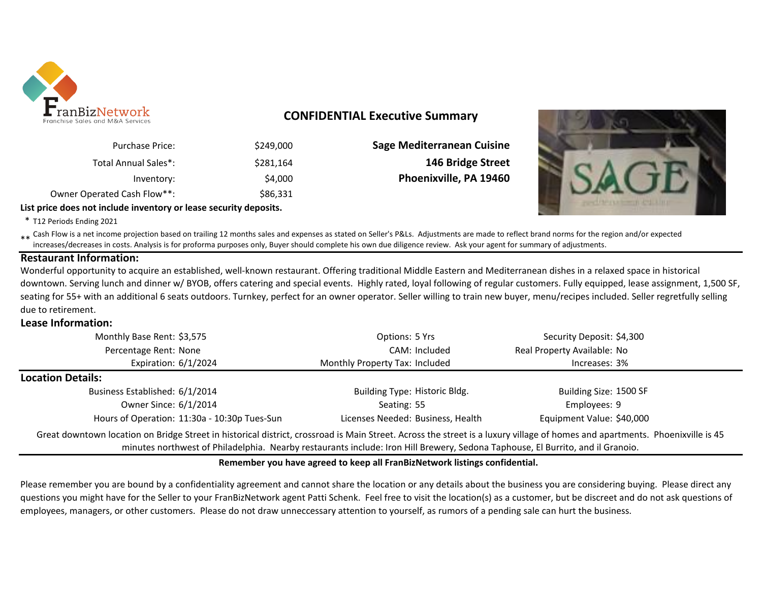FranBizNetwork
Franchise Sales and M&A Services

## CONFIDENTIAL Executive Summary

| | |
|---|---|
| Purchase Price: | $249,000 |
| Total Annual Sales*: | $281,164 |
| Inventory: | $4,000 |
| Owner Operated Cash Flow**: | $86,331 |

**Sage Mediterranean Cuisine**
**146 Bridge Street**
**Phoenixville, PA 19460**

**List price does not include inventory or lease security deposits.**

\* T12 Periods Ending 2021

\*\* Cash Flow is a net income projection based on trailing 12 months sales and expenses as stated on Seller's P&Ls. Adjustments are made to reflect brand norms for the region and/or expected increases/decreases in costs. Analysis is for proforma purposes only, Buyer should complete his own due diligence review. Ask your agent for summary of adjustments.

### Restaurant Information:

Wonderful opportunity to acquire an established, well-known restaurant. Offering traditional Middle Eastern and Mediterranean dishes in a relaxed space in historical downtown. Serving lunch and dinner w/ BYOB, offers catering and special events. Highly rated, loyal following of regular customers. Fully equipped, lease assignment, 1,500 SF, seating for 55+ with an additional 6 seats outdoors. Turnkey, perfect for an owner operator. Seller willing to train new buyer, menu/recipes included. Seller regretfully selling due to retirement.

### Lease Information:

| | | | | | |
|---|---|---|---|---|---|
| Monthly Base Rent: | $3,575 | Options: | 5 Yrs | Security Deposit: | $4,300 |
| Percentage Rent: | None | CAM: | Included | Real Property Available: | No |
| Expiration: | 6/1/2024 | Monthly Property Tax: | Included | Increases: | 3% |

### Location Details:

| | | | | | |
|---|---|---|---|---|---|
| Business Established: | 6/1/2014 | Building Type: | Historic Bldg. | Building Size: | 1500 SF |
| Owner Since: | 6/1/2014 | Seating: | 55 | Employees: | 9 |
| Hours of Operation: | 11:30a - 10:30p Tues-Sun | Licenses Needed: | Business, Health | Equipment Value: | $40,000 |

Great downtown location on Bridge Street in historical district, crossroad is Main Street. Across the street is a luxury village of homes and apartments. Phoenixville is 45 minutes northwest of Philadelphia. Nearby restaurants include: Iron Hill Brewery, Sedona Taphouse, El Burrito, and il Granoio.

**Remember you have agreed to keep all FranBizNetwork listings confidential.**

Please remember you are bound by a confidentiality agreement and cannot share the location or any details about the business you are considering buying. Please direct any questions you might have for the Seller to your FranBizNetwork agent Patti Schenk. Feel free to visit the location(s) as a customer, but be discreet and do not ask questions of employees, managers, or other customers. Please do not draw unneccessary attention to yourself, as rumors of a pending sale can hurt the business.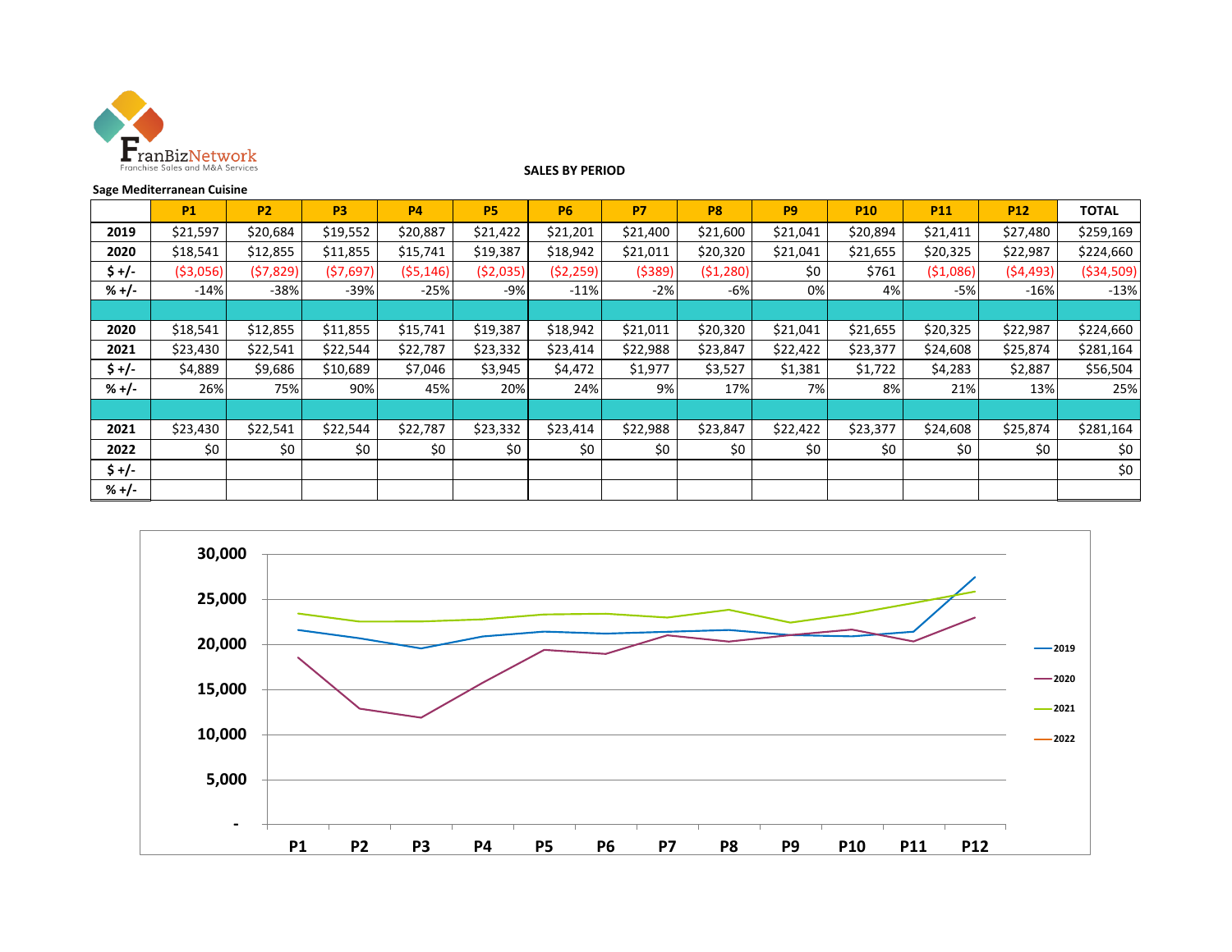FranBizNetwork
Franchise Sales and M&A Services

**SALES BY PERIOD**

**Sage Mediterranean Cuisine**

| | P1 | P2 | P3 | P4 | P5 | P6 | P7 | P8 | P9 | P10 | P11 | P12 | TOTAL |
|---|---|---|---|---|---|---|---|---|---|---|---|---|---|
| **2019** | $21,597 | $20,684 | $19,552 | $20,887 | $21,422 | $21,201 | $21,400 | $21,600 | $21,041 | $20,894 | $21,411 | $27,480 | $259,169 |
| **2020** | $18,541 | $12,855 | $11,855 | $15,741 | $19,387 | $18,942 | $21,011 | $20,320 | $21,041 | $21,655 | $20,325 | $22,987 | $224,660 |
| **$ +/-** | ($3,056) | ($7,829) | ($7,697) | ($5,146) | ($2,035) | ($2,259) | ($389) | ($1,280) | $0 | $761 | ($1,086) | ($4,493) | ($34,509) |
| **% +/-** | -14% | -38% | -39% | -25% | -9% | -11% | -2% | -6% | 0% | 4% | -5% | -16% | -13% |
| | | | | | | | | | | | | | |
| **2020** | $18,541 | $12,855 | $11,855 | $15,741 | $19,387 | $18,942 | $21,011 | $20,320 | $21,041 | $21,655 | $20,325 | $22,987 | $224,660 |
| **2021** | $23,430 | $22,541 | $22,544 | $22,787 | $23,332 | $23,414 | $22,988 | $23,847 | $22,422 | $23,377 | $24,608 | $25,874 | $281,164 |
| **$ +/-** | $4,889 | $9,686 | $10,689 | $7,046 | $3,945 | $4,472 | $1,977 | $3,527 | $1,381 | $1,722 | $4,283 | $2,887 | $56,504 |
| **% +/-** | 26% | 75% | 90% | 45% | 20% | 24% | 9% | 17% | 7% | 8% | 21% | 13% | 25% |
| | | | | | | | | | | | | | |
| **2021** | $23,430 | $22,541 | $22,544 | $22,787 | $23,332 | $23,414 | $22,988 | $23,847 | $22,422 | $23,377 | $24,608 | $25,874 | $281,164 |
| **2022** | $0 | $0 | $0 | $0 | $0 | $0 | $0 | $0 | $0 | $0 | $0 | $0 | $0 |
| **$ +/-** | | | | | | | | | | | | | $0 |
| **% +/-** | | | | | | | | | | | | | |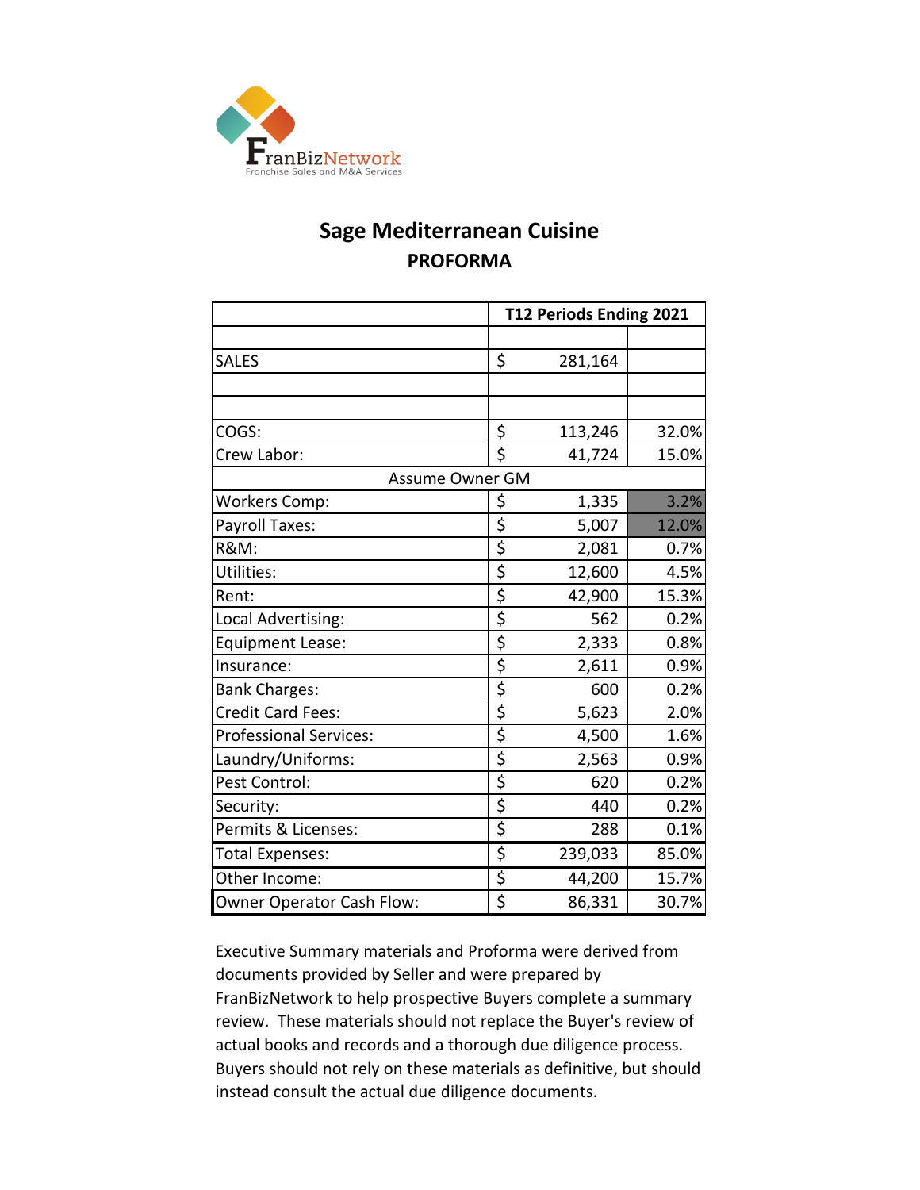FranBizNetwork
Franchise Sales and M&A Services

# Sage Mediterranean Cuisine

## PROFORMA

| | T12 Periods Ending 2021 | |
|---|---|---|
| | | |
| SALES | $ 281,164 | |
| | | |
| | | |
| COGS: | $ 113,246 | 32.0% |
| Crew Labor: | $ 41,724 | 15.0% |
| Assume Owner GM | | |
| Workers Comp: | $ 1,335 | 3.2% |
| Payroll Taxes: | $ 5,007 | 12.0% |
| R&M: | $ 2,081 | 0.7% |
| Utilities: | $ 12,600 | 4.5% |
| Rent: | $ 42,900 | 15.3% |
| Local Advertising: | $ 562 | 0.2% |
| Equipment Lease: | $ 2,333 | 0.8% |
| Insurance: | $ 2,611 | 0.9% |
| Bank Charges: | $ 600 | 0.2% |
| Credit Card Fees: | $ 5,623 | 2.0% |
| Professional Services: | $ 4,500 | 1.6% |
| Laundry/Uniforms: | $ 2,563 | 0.9% |
| Pest Control: | $ 620 | 0.2% |
| Security: | $ 440 | 0.2% |
| Permits & Licenses: | $ 288 | 0.1% |
| Total Expenses: | $ 239,033 | 85.0% |
| Other Income: | $ 44,200 | 15.7% |
| Owner Operator Cash Flow: | $ 86,331 | 30.7% |

Executive Summary materials and Proforma were derived from documents provided by Seller and were prepared by FranBizNetwork to help prospective Buyers complete a summary review. These materials should not replace the Buyer's review of actual books and records and a thorough due diligence process. Buyers should not rely on these materials as definitive, but should instead consult the actual due diligence documents.